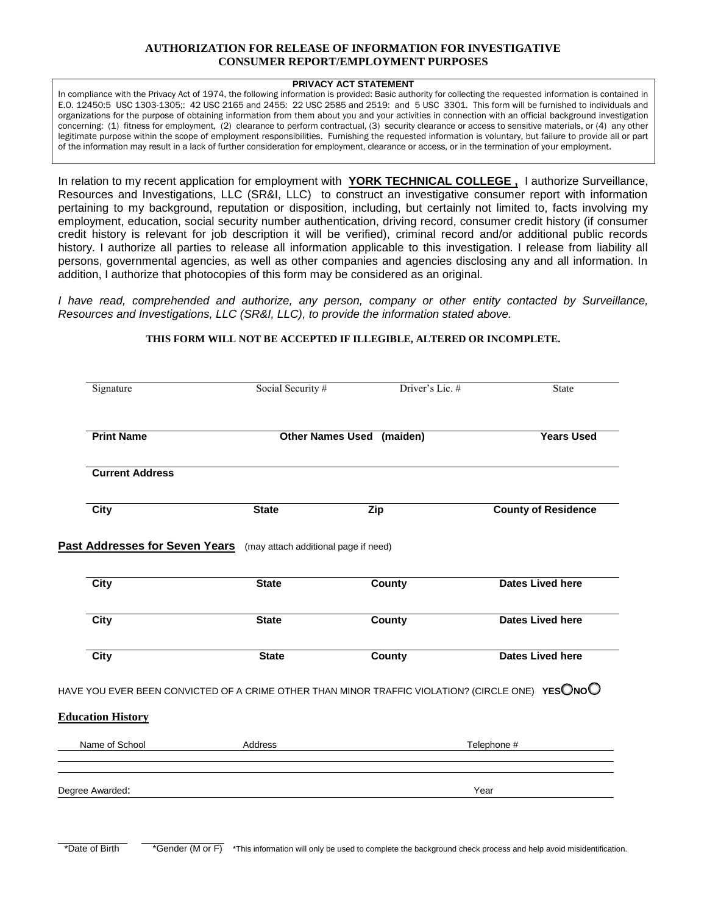# AUTHORIZATION FOR RELEASE OF INFORMATION FOR INVESTIGATIVE CONSUMER REPORT/EMPLOYMENT PURPOSES

**PRIVACY ACT STATEMENT**

In compliance with the Privacy Act of 1974, the following information is provided: Basic authority for collecting the requested information is contained in E.O. 12450:5 USC 1303-1305;: 42 USC 2165 and 2455: 22 USC 2585 and 2519: and 5 USC 3301. This form will be furnished to individuals and organizations for the purpose of obtaining information from them about you and your activities in connection with an official background investigation concerning: (1) fitness for employment, (2) clearance to perform contractual, (3) security clearance or access to sensitive materials, or (4) any other legitimate purpose within the scope of employment responsibilities. Furnishing the requested information is voluntary, but failure to provide all or part of the information may result in a lack of further consideration for employment, clearance or access, or in the termination of your employment.

In relation to my recent application for employment with **YORK TECHNICAL COLLEGE ,** I authorize Surveillance, Resources and Investigations, LLC (SR&I, LLC) to construct an investigative consumer report with information pertaining to my background, reputation or disposition, including, but certainly not limited to, facts involving my employment, education, social security number authentication, driving record, consumer credit history (if consumer credit history is relevant for job description it will be verified), criminal record and/or additional public records history. I authorize all parties to release all information applicable to this investigation. I release from liability all persons, governmental agencies, as well as other companies and agencies disclosing any and all information. In addition, I authorize that photocopies of this form may be considered as an original.

*I have read, comprehended and authorize, any person, company or other entity contacted by Surveillance, Resources and Investigations, LLC (SR&I, LLC), to provide the information stated above.*

**THIS FORM WILL NOT BE ACCEPTED IF ILLEGIBLE, ALTERED OR INCOMPLETE.**

| Signature | Social Security # | Driver's Lic. # | State |
|---|---|---|---|
| | | | |

| **Print Name** | **Other Names Used (maiden)** | **Years Used** |
|---|---|---|
| | | |

**Current Address**

| **City** | **State** | **Zip** | **County of Residence** |
|---|---|---|---|
| | | | |

**Past Addresses for Seven Years** (may attach additional page if need)

| **City** | **State** | **County** | **Dates Lived here** |
|---|---|---|---|
| | | | |
| **City** | **State** | **County** | **Dates Lived here** |
| | | | |
| **City** | **State** | **County** | **Dates Lived here** |

HAVE YOU EVER BEEN CONVICTED OF A CRIME OTHER THAN MINOR TRAFFIC VIOLATION? (CIRCLE ONE) **YES** ○ **NO** ○

**Education History**

| Name of School | Address | Telephone # |
|---|---|---|
| | | |
| | | |

Degree Awarded: _______________ Year _______________

*Date of Birth _______ *Gender (M or F) _______ *This information will only be used to complete the background check process and help avoid misidentification.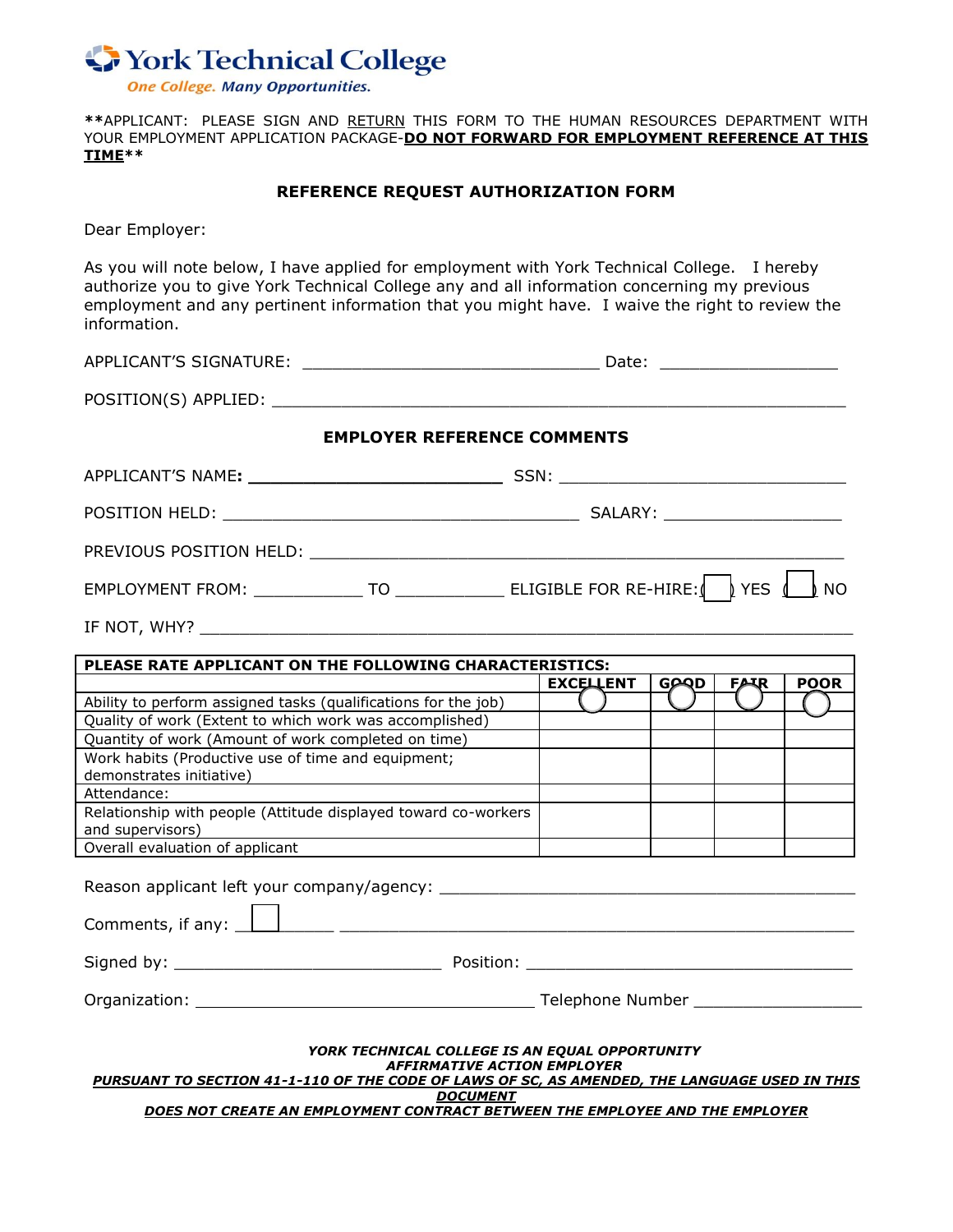York Technical College

*One College. Many Opportunities.*

**APPLICANT: PLEASE SIGN AND RETURN THIS FORM TO THE HUMAN RESOURCES DEPARTMENT WITH YOUR EMPLOYMENT APPLICATION PACKAGE-**DO NOT FORWARD FOR EMPLOYMENT REFERENCE AT THIS TIME****

## REFERENCE REQUEST AUTHORIZATION FORM

Dear Employer:

As you will note below, I have applied for employment with York Technical College. I hereby authorize you to give York Technical College any and all information concerning my previous employment and any pertinent information that you might have. I waive the right to review the information.

APPLICANT'S SIGNATURE: ______________________________ Date: __________________

POSITION(S) APPLIED: ________________________________________________________

## EMPLOYER REFERENCE COMMENTS

APPLICANT'S NAME: __________________________ SSN: ______________________________

POSITION HELD: ____________________________________ SALARY: __________________

PREVIOUS POSITION HELD: _____________________________________________________

EMPLOYMENT FROM: ___________ TO ___________ ELIGIBLE FOR RE-HIRE: ( ) YES ( ) NO

IF NOT, WHY? _________________________________________________________________

| PLEASE RATE APPLICANT ON THE FOLLOWING CHARACTERISTICS: | | | | |
|---|---|---|---|---|
| | EXCELLENT | GOOD | FAIR | POOR |
| Ability to perform assigned tasks (qualifications for the job) | | | | |
| Quality of work (Extent to which work was accomplished) | | | | |
| Quantity of work (Amount of work completed on time) | | | | |
| Work habits (Productive use of time and equipment; demonstrates initiative) | | | | |
| Attendance: | | | | |
| Relationship with people (Attitude displayed toward co-workers and supervisors) | | | | |
| Overall evaluation of applicant | | | | |

Reason applicant left your company/agency: ___________________________________________

Comments, if any: __________________________________________________________________

Signed by: ____________________________ Position: __________________________________

Organization: ___________________________________ Telephone Number _________________

***YORK TECHNICAL COLLEGE IS AN EQUAL OPPORTUNITY AFFIRMATIVE ACTION EMPLOYER***

***PURSUANT TO SECTION 41-1-110 OF THE CODE OF LAWS OF SC, AS AMENDED, THE LANGUAGE USED IN THIS DOCUMENT DOES NOT CREATE AN EMPLOYMENT CONTRACT BETWEEN THE EMPLOYEE AND THE EMPLOYER***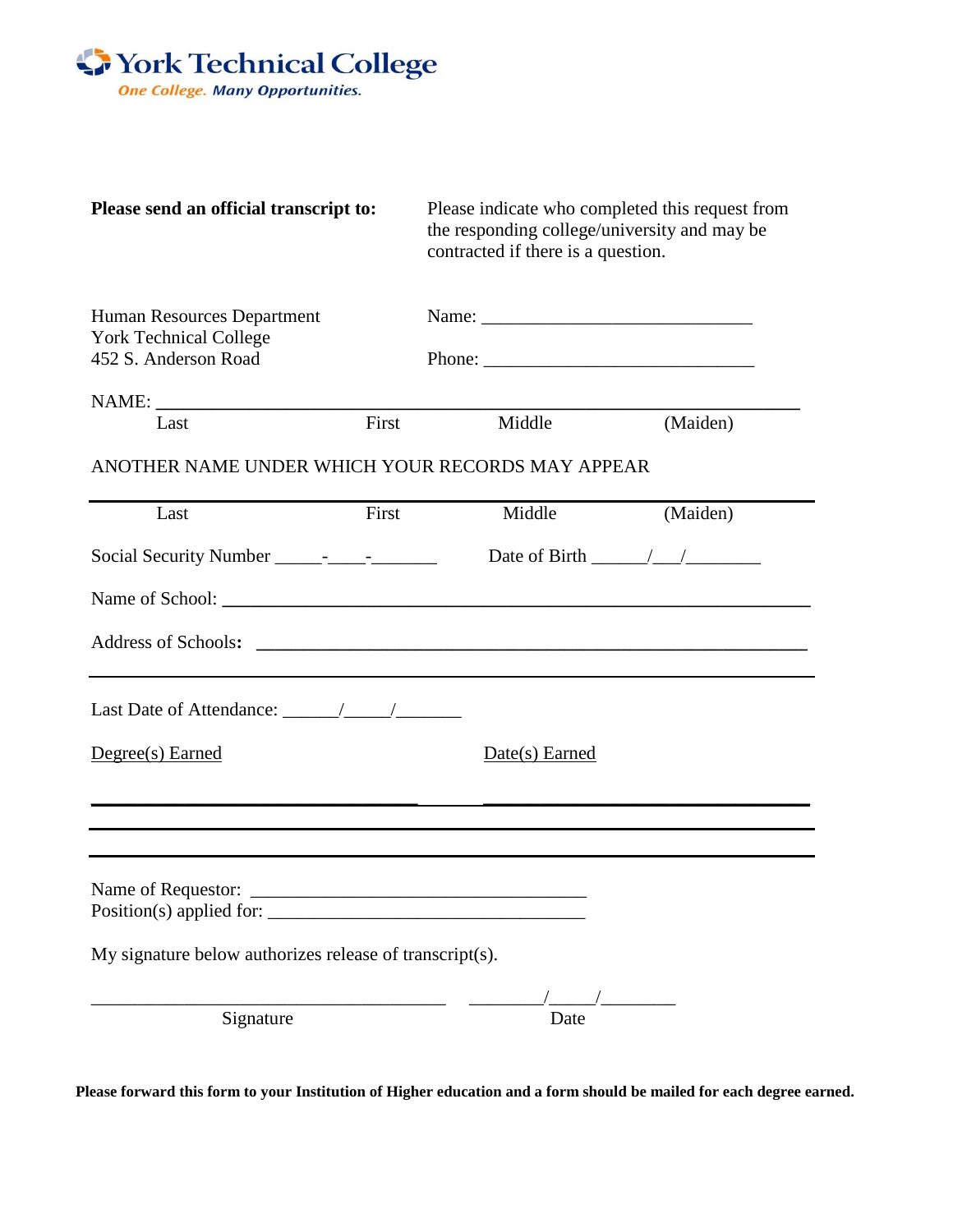**York Technical College**

*One College. Many Opportunities.*

**Please send an official transcript to:**

Human Resources Department
York Technical College
452 S. Anderson Road

Please indicate who completed this request from the responding college/university and may be contracted if there is a question.

Name: ______________________________

Phone: ______________________________

NAME: ______________________________________________________________________

Last First Middle (Maiden)

ANOTHER NAME UNDER WHICH YOUR RECORDS MAY APPEAR

______________________________________________________________________

Last First Middle (Maiden)

Social Security Number _____-____-_______ Date of Birth ______/___/________

Name of School: ______________________________________________________________

Address of Schools: ____________________________________________________________

______________________________________________________________________

Last Date of Attendance: ______/_____/_______

Degree(s) Earned Date(s) Earned

____________________________________ ____________________________________

______________________________________________________________________

______________________________________________________________________

Name of Requestor: _____________________________________

Position(s) applied for: ___________________________________

My signature below authorizes release of transcript(s).

________________________________________ ________/_____/________

Signature Date

**Please forward this form to your Institution of Higher education and a form should be mailed for each degree earned.**